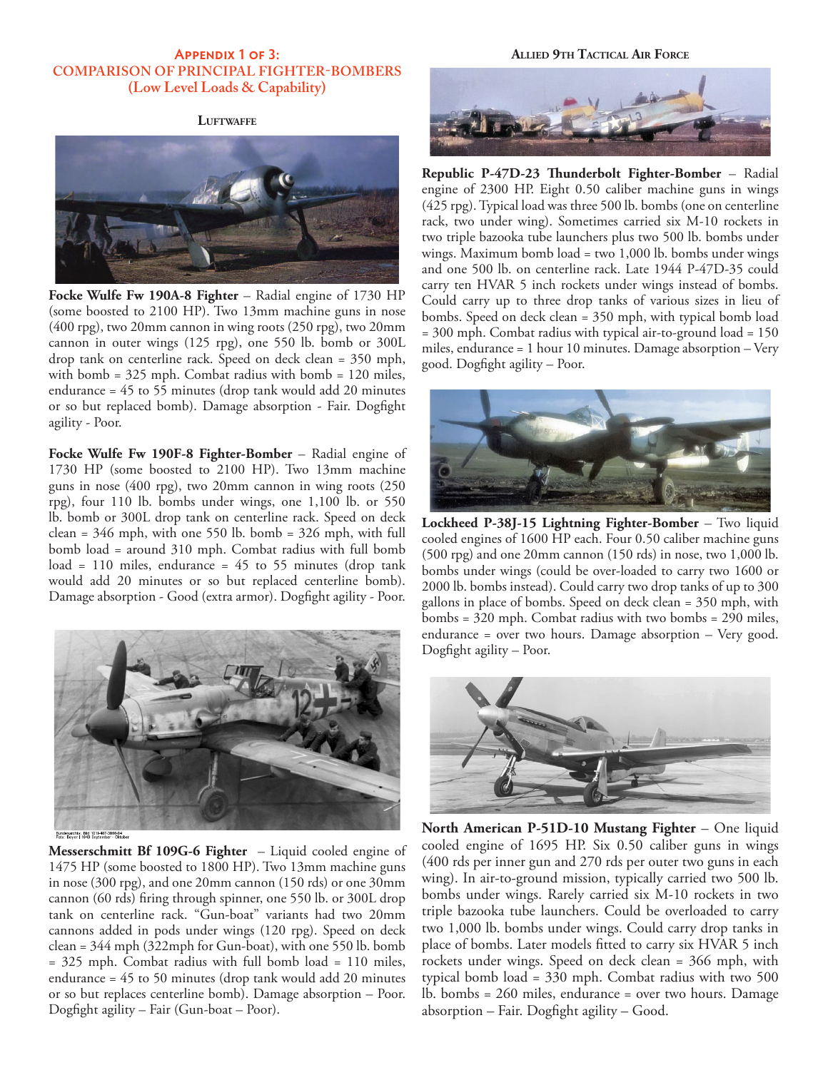# Appendix 1 of 3:
# COMPARISON OF PRINCIPAL FIGHTER-BOMBERS
## (Low Level Loads & Capability)

### Luftwaffe

**Focke Wulfe Fw 190A-8 Fighter** – Radial engine of 1730 HP (some boosted to 2100 HP). Two 13mm machine guns in nose (400 rpg), two 20mm cannon in wing roots (250 rpg), two 20mm cannon in outer wings (125 rpg), one 550 lb. bomb or 300L drop tank on centerline rack. Speed on deck clean = 350 mph, with bomb = 325 mph. Combat radius with bomb = 120 miles, endurance = 45 to 55 minutes (drop tank would add 20 minutes or so but replaced bomb). Damage absorption - Fair. Dogfight agility - Poor.

**Focke Wulfe Fw 190F-8 Fighter-Bomber** – Radial engine of 1730 HP (some boosted to 2100 HP). Two 13mm machine guns in nose (400 rpg), two 20mm cannon in wing roots (250 rpg), four 110 lb. bombs under wings, one 1,100 lb. or 550 lb. bomb or 300L drop tank on centerline rack. Speed on deck clean = 346 mph, with one 550 lb. bomb = 326 mph, with full bomb load = around 310 mph. Combat radius with full bomb load = 110 miles, endurance = 45 to 55 minutes (drop tank would add 20 minutes or so but replaced centerline bomb). Damage absorption - Good (extra armor). Dogfight agility - Poor.

Bundesarchiv, Bild 101I-487-3066-04
Foto: Boyer | 1943 September - Oktober

**Messerschmitt Bf 109G-6 Fighter** – Liquid cooled engine of 1475 HP (some boosted to 1800 HP). Two 13mm machine guns in nose (300 rpg), and one 20mm cannon (150 rds) or one 30mm cannon (60 rds) firing through spinner, one 550 lb. or 300L drop tank on centerline rack. "Gun-boat" variants had two 20mm cannons added in pods under wings (120 rpg). Speed on deck clean = 344 mph (322mph for Gun-boat), with one 550 lb. bomb = 325 mph. Combat radius with full bomb load = 110 miles, endurance = 45 to 50 minutes (drop tank would add 20 minutes or so but replaces centerline bomb). Damage absorption – Poor. Dogfight agility – Fair (Gun-boat – Poor).

### Allied 9th Tactical Air Force

**Republic P-47D-23 Thunderbolt Fighter-Bomber** – Radial engine of 2300 HP. Eight 0.50 caliber machine guns in wings (425 rpg). Typical load was three 500 lb. bombs (one on centerline rack, two under wing). Sometimes carried six M-10 rockets in two triple bazooka tube launchers plus two 500 lb. bombs under wings. Maximum bomb load = two 1,000 lb. bombs under wings and one 500 lb. on centerline rack. Late 1944 P-47D-35 could carry ten HVAR 5 inch rockets under wings instead of bombs. Could carry up to three drop tanks of various sizes in lieu of bombs. Speed on deck clean = 350 mph, with typical bomb load = 300 mph. Combat radius with typical air-to-ground load = 150 miles, endurance = 1 hour 10 minutes. Damage absorption – Very good. Dogfight agility – Poor.

**Lockheed P-38J-15 Lightning Fighter-Bomber** – Two liquid cooled engines of 1600 HP each. Four 0.50 caliber machine guns (500 rpg) and one 20mm cannon (150 rds) in nose, two 1,000 lb. bombs under wings (could be over-loaded to carry two 1600 or 2000 lb. bombs instead). Could carry two drop tanks of up to 300 gallons in place of bombs. Speed on deck clean = 350 mph, with bombs = 320 mph. Combat radius with two bombs = 290 miles, endurance = over two hours. Damage absorption – Very good. Dogfight agility – Poor.

**North American P-51D-10 Mustang Fighter** – One liquid cooled engine of 1695 HP. Six 0.50 caliber guns in wings (400 rds per inner gun and 270 rds per outer two guns in each wing). In air-to-ground mission, typically carried two 500 lb. bombs under wings. Rarely carried six M-10 rockets in two triple bazooka tube launchers. Could be overloaded to carry two 1,000 lb. bombs under wings. Could carry drop tanks in place of bombs. Later models fitted to carry six HVAR 5 inch rockets under wings. Speed on deck clean = 366 mph, with typical bomb load = 330 mph. Combat radius with two 500 lb. bombs = 260 miles, endurance = over two hours. Damage absorption – Fair. Dogfight agility – Good.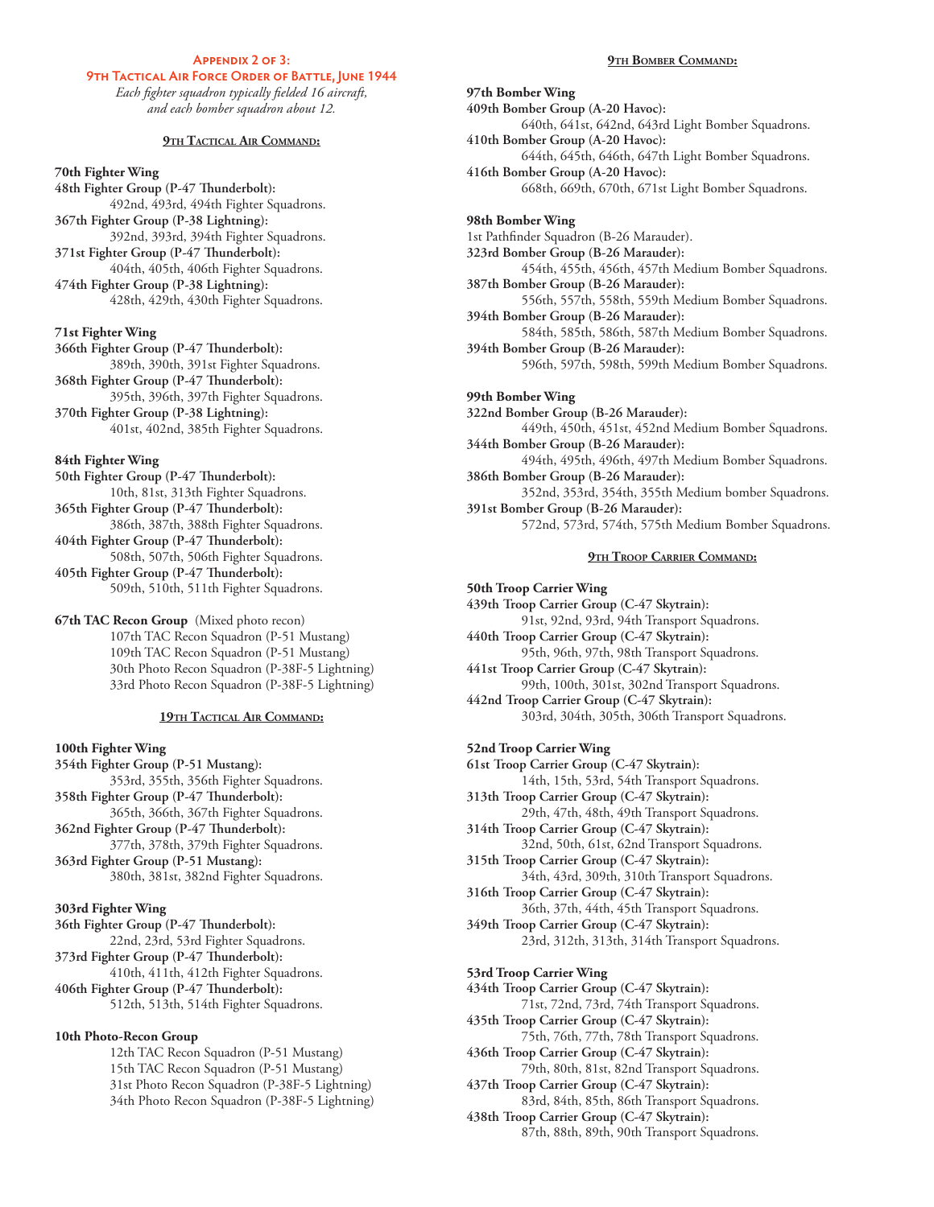## Appendix 2 of 3:
## 9th Tactical Air Force Order of Battle, June 1944

*Each fighter squadron typically fielded 16 aircraft, and each bomber squadron about 12.*

### 9th Tactical Air Command:

**70th Fighter Wing**

**48th Fighter Group (P-47 Thunderbolt):**
492nd, 493rd, 494th Fighter Squadrons.

**367th Fighter Group (P-38 Lightning):**
392nd, 393rd, 394th Fighter Squadrons.

**371st Fighter Group (P-47 Thunderbolt):**
404th, 405th, 406th Fighter Squadrons.

**474th Fighter Group (P-38 Lightning):**
428th, 429th, 430th Fighter Squadrons.

**71st Fighter Wing**

**366th Fighter Group (P-47 Thunderbolt):**
389th, 390th, 391st Fighter Squadrons.

**368th Fighter Group (P-47 Thunderbolt):**
395th, 396th, 397th Fighter Squadrons.

**370th Fighter Group (P-38 Lightning):**
401st, 402nd, 385th Fighter Squadrons.

**84th Fighter Wing**

**50th Fighter Group (P-47 Thunderbolt):**
10th, 81st, 313th Fighter Squadrons.

**365th Fighter Group (P-47 Thunderbolt):**
386th, 387th, 388th Fighter Squadrons.

**404th Fighter Group (P-47 Thunderbolt):**
508th, 507th, 506th Fighter Squadrons.

**405th Fighter Group (P-47 Thunderbolt):**
509th, 510th, 511th Fighter Squadrons.

**67th TAC Recon Group** (Mixed photo recon)
107th TAC Recon Squadron (P-51 Mustang)
109th TAC Recon Squadron (P-51 Mustang)
30th Photo Recon Squadron (P-38F-5 Lightning)
33rd Photo Recon Squadron (P-38F-5 Lightning)

### 19th Tactical Air Command:

**100th Fighter Wing**

**354th Fighter Group (P-51 Mustang):**
353rd, 355th, 356th Fighter Squadrons.

**358th Fighter Group (P-47 Thunderbolt):**
365th, 366th, 367th Fighter Squadrons.

**362nd Fighter Group (P-47 Thunderbolt):**
377th, 378th, 379th Fighter Squadrons.

**363rd Fighter Group (P-51 Mustang):**
380th, 381st, 382nd Fighter Squadrons.

**303rd Fighter Wing**

**36th Fighter Group (P-47 Thunderbolt):**
22nd, 23rd, 53rd Fighter Squadrons.

**373rd Fighter Group (P-47 Thunderbolt):**
410th, 411th, 412th Fighter Squadrons.

**406th Fighter Group (P-47 Thunderbolt):**
512th, 513th, 514th Fighter Squadrons.

**10th Photo-Recon Group**
12th TAC Recon Squadron (P-51 Mustang)
15th TAC Recon Squadron (P-51 Mustang)
31st Photo Recon Squadron (P-38F-5 Lightning)
34th Photo Recon Squadron (P-38F-5 Lightning)

### 9th Bomber Command:

**97th Bomber Wing**

**409th Bomber Group (A-20 Havoc):**
640th, 641st, 642nd, 643rd Light Bomber Squadrons.

**410th Bomber Group (A-20 Havoc):**
644th, 645th, 646th, 647th Light Bomber Squadrons.

**416th Bomber Group (A-20 Havoc):**
668th, 669th, 670th, 671st Light Bomber Squadrons.

**98th Bomber Wing**

1st Pathfinder Squadron (B-26 Marauder).

**323rd Bomber Group (B-26 Marauder):**
454th, 455th, 456th, 457th Medium Bomber Squadrons.

**387th Bomber Group (B-26 Marauder):**
556th, 557th, 558th, 559th Medium Bomber Squadrons.

**394th Bomber Group (B-26 Marauder):**
584th, 585th, 586th, 587th Medium Bomber Squadrons.

**394th Bomber Group (B-26 Marauder):**
596th, 597th, 598th, 599th Medium Bomber Squadrons.

**99th Bomber Wing**

**322nd Bomber Group (B-26 Marauder):**
449th, 450th, 451st, 452nd Medium Bomber Squadrons.

**344th Bomber Group (B-26 Marauder):**
494th, 495th, 496th, 497th Medium Bomber Squadrons.

**386th Bomber Group (B-26 Marauder):**
352nd, 353rd, 354th, 355th Medium bomber Squadrons.

**391st Bomber Group (B-26 Marauder):**
572nd, 573rd, 574th, 575th Medium Bomber Squadrons.

### 9th Troop Carrier Command:

**50th Troop Carrier Wing**

**439th Troop Carrier Group (C-47 Skytrain):**
91st, 92nd, 93rd, 94th Transport Squadrons.

**440th Troop Carrier Group (C-47 Skytrain):**
95th, 96th, 97th, 98th Transport Squadrons.

**441st Troop Carrier Group (C-47 Skytrain):**
99th, 100th, 301st, 302nd Transport Squadrons.

**442nd Troop Carrier Group (C-47 Skytrain):**
303rd, 304th, 305th, 306th Transport Squadrons.

**52nd Troop Carrier Wing**

**61st Troop Carrier Group (C-47 Skytrain):**
14th, 15th, 53rd, 54th Transport Squadrons.

**313th Troop Carrier Group (C-47 Skytrain):**
29th, 47th, 48th, 49th Transport Squadrons.

**314th Troop Carrier Group (C-47 Skytrain):**
32nd, 50th, 61st, 62nd Transport Squadrons.

**315th Troop Carrier Group (C-47 Skytrain):**
34th, 43rd, 309th, 310th Transport Squadrons.

**316th Troop Carrier Group (C-47 Skytrain):**
36th, 37th, 44th, 45th Transport Squadrons.

**349th Troop Carrier Group (C-47 Skytrain):**
23rd, 312th, 313th, 314th Transport Squadrons.

**53rd Troop Carrier Wing**

**434th Troop Carrier Group (C-47 Skytrain):**
71st, 72nd, 73rd, 74th Transport Squadrons.

**435th Troop Carrier Group (C-47 Skytrain):**
75th, 76th, 77th, 78th Transport Squadrons.

**436th Troop Carrier Group (C-47 Skytrain):**
79th, 80th, 81st, 82nd Transport Squadrons.

**437th Troop Carrier Group (C-47 Skytrain):**
83rd, 84th, 85th, 86th Transport Squadrons.

**438th Troop Carrier Group (C-47 Skytrain):**
87th, 88th, 89th, 90th Transport Squadrons.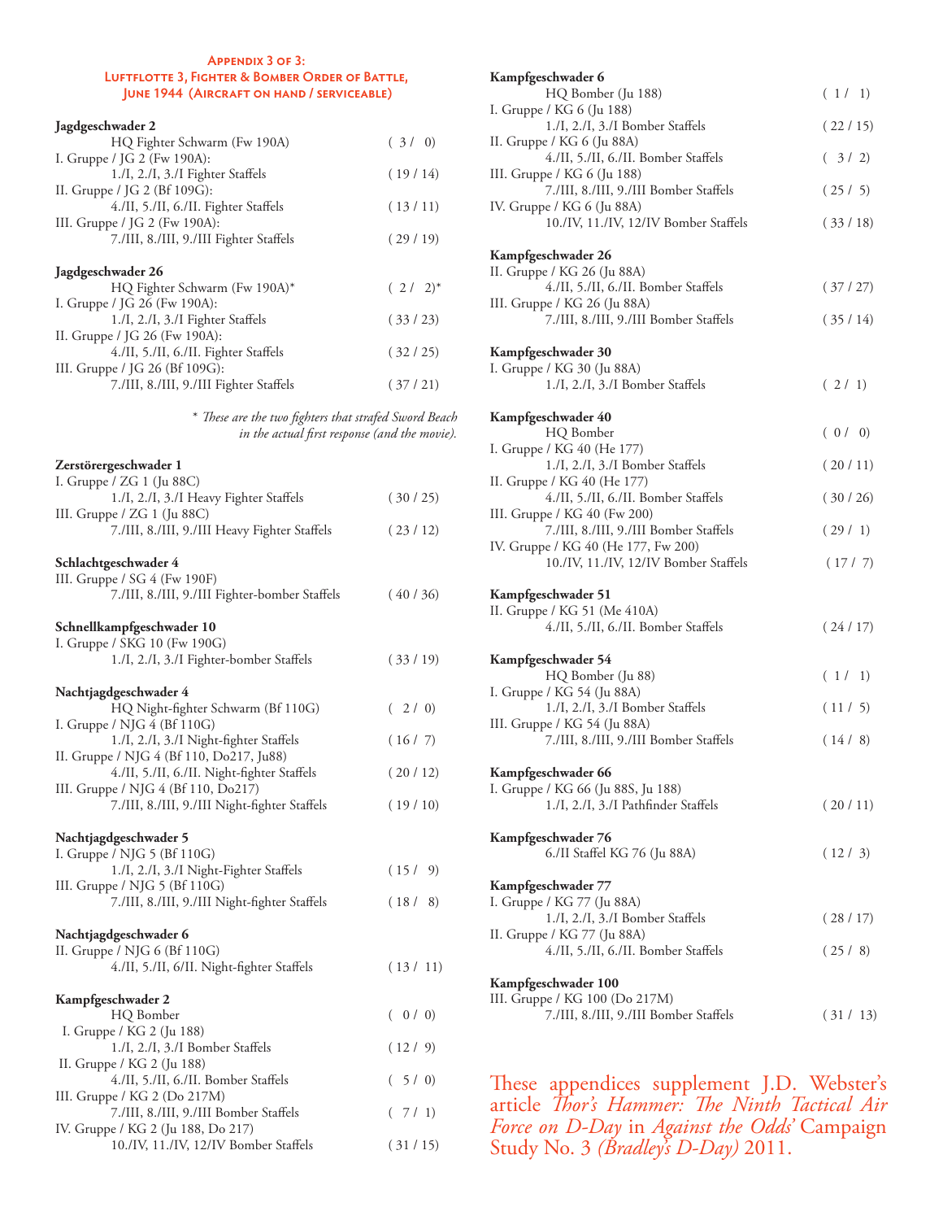## Appendix 3 of 3: Luftflotte 3, Fighter & Bomber Order of Battle, June 1944 (Aircraft on hand / serviceable)

**Jagdgeschwader 2**

| | |
|---|---|
| HQ Fighter Schwarm (Fw 190A) | ( 3 / 0) |
| I. Gruppe / JG 2 (Fw 190A): | |
| 1./I, 2./I, 3./I Fighter Staffels | ( 19 / 14) |
| II. Gruppe / JG 2 (Bf 109G): | |
| 4./II, 5./II, 6./II. Fighter Staffels | ( 13 / 11) |
| III. Gruppe / JG 2 (Fw 190A): | |
| 7./III, 8./III, 9./III Fighter Staffels | ( 29 / 19) |

**Jagdgeschwader 26**

| | |
|---|---|
| HQ Fighter Schwarm (Fw 190A)* | ( 2 / 2)* |
| I. Gruppe / JG 26 (Fw 190A): | |
| 1./I, 2./I, 3./I Fighter Staffels | ( 33 / 23) |
| II. Gruppe / JG 26 (Fw 190A): | |
| 4./II, 5./II, 6./II. Fighter Staffels | ( 32 / 25) |
| III. Gruppe / JG 26 (Bf 109G): | |
| 7./III, 8./III, 9./III Fighter Staffels | ( 37 / 21) |

*\* These are the two fighters that strafed Sword Beach in the actual first response (and the movie).*

**Zerstörergeschwader 1**

| | |
|---|---|
| I. Gruppe / ZG 1 (Ju 88C) | |
| 1./I, 2./I, 3./I Heavy Fighter Staffels | ( 30 / 25) |
| III. Gruppe / ZG 1 (Ju 88C) | |
| 7./III, 8./III, 9./III Heavy Fighter Staffels | ( 23 / 12) |

**Schlachtgeschwader 4**

| | |
|---|---|
| III. Gruppe / SG 4 (Fw 190F) | |
| 7./III, 8./III, 9./III Fighter-bomber Staffels | ( 40 / 36) |

**Schnellkampfgeschwader 10**

| | |
|---|---|
| I. Gruppe / SKG 10 (Fw 190G) | |
| 1./I, 2./I, 3./I Fighter-bomber Staffels | ( 33 / 19) |

**Nachtjagdgeschwader 4**

| | |
|---|---|
| HQ Night-fighter Schwarm (Bf 110G) | ( 2 / 0) |
| I. Gruppe / NJG 4 (Bf 110G) | |
| 1./I, 2./I, 3./I Night-fighter Staffels | ( 16 / 7) |
| II. Gruppe / NJG 4 (Bf 110, Do217, Ju88) | |
| 4./II, 5./II, 6./II. Night-fighter Staffels | ( 20 / 12) |
| III. Gruppe / NJG 4 (Bf 110, Do217) | |
| 7./III, 8./III, 9./III Night-fighter Staffels | ( 19 / 10) |

**Nachtjagdgeschwader 5**

| | |
|---|---|
| I. Gruppe / NJG 5 (Bf 110G) | |
| 1./I, 2./I, 3./I Night-Fighter Staffels | ( 15 / 9) |
| III. Gruppe / NJG 5 (Bf 110G) | |
| 7./III, 8./III, 9./III Night-fighter Staffels | ( 18 / 8) |

**Nachtjagdgeschwader 6**

| | |
|---|---|
| II. Gruppe / NJG 6 (Bf 110G) | |
| 4./II, 5./II, 6/II. Night-fighter Staffels | ( 13 / 11) |

**Kampfgeschwader 2**

| | |
|---|---|
| HQ Bomber | ( 0 / 0) |
| I. Gruppe / KG 2 (Ju 188) | |
| 1./I, 2./I, 3./I Bomber Staffels | ( 12 / 9) |
| II. Gruppe / KG 2 (Ju 188) | |
| 4./II, 5./II, 6./II. Bomber Staffels | ( 5 / 0) |
| III. Gruppe / KG 2 (Do 217M) | |
| 7./III, 8./III, 9./III Bomber Staffels | ( 7 / 1) |
| IV. Gruppe / KG 2 (Ju 188, Do 217) | |
| 10./IV, 11./IV, 12/IV Bomber Staffels | ( 31 / 15) |

**Kampfgeschwader 6**

| | |
|---|---|
| HQ Bomber (Ju 188) | ( 1 / 1) |
| I. Gruppe / KG 6 (Ju 188) | |
| 1./I, 2./I, 3./I Bomber Staffels | ( 22 / 15) |
| II. Gruppe / KG 6 (Ju 88A) | |
| 4./II, 5./II, 6./II. Bomber Staffels | ( 3 / 2) |
| III. Gruppe / KG 6 (Ju 188) | |
| 7./III, 8./III, 9./III Bomber Staffels | ( 25 / 5) |
| IV. Gruppe / KG 6 (Ju 88A) | |
| 10./IV, 11./IV, 12/IV Bomber Staffels | ( 33 / 18) |

**Kampfgeschwader 26**

| | |
|---|---|
| II. Gruppe / KG 26 (Ju 88A) | |
| 4./II, 5./II, 6./II. Bomber Staffels | ( 37 / 27) |
| III. Gruppe / KG 26 (Ju 88A) | |
| 7./III, 8./III, 9./III Bomber Staffels | ( 35 / 14) |

**Kampfgeschwader 30**

| | |
|---|---|
| I. Gruppe / KG 30 (Ju 88A) | |
| 1./I, 2./I, 3./I Bomber Staffels | ( 2 / 1) |

**Kampfgeschwader 40**

| | |
|---|---|
| HQ Bomber | ( 0 / 0) |
| I. Gruppe / KG 40 (He 177) | |
| 1./I, 2./I, 3./I Bomber Staffels | ( 20 / 11) |
| II. Gruppe / KG 40 (He 177) | |
| 4./II, 5./II, 6./II. Bomber Staffels | ( 30 / 26) |
| III. Gruppe / KG 40 (Fw 200) | |
| 7./III, 8./III, 9./III Bomber Staffels | ( 29 / 1) |
| IV. Gruppe / KG 40 (He 177, Fw 200) | |
| 10./IV, 11./IV, 12/IV Bomber Staffels | ( 17 / 7) |

**Kampfgeschwader 51**

| | |
|---|---|
| II. Gruppe / KG 51 (Me 410A) | |
| 4./II, 5./II, 6./II. Bomber Staffels | ( 24 / 17) |

**Kampfgeschwader 54**

| | |
|---|---|
| HQ Bomber (Ju 88) | ( 1 / 1) |
| I. Gruppe / KG 54 (Ju 88A) | |
| 1./I, 2./I, 3./I Bomber Staffels | ( 11 / 5) |
| III. Gruppe / KG 54 (Ju 88A) | |
| 7./III, 8./III, 9./III Bomber Staffels | ( 14 / 8) |

**Kampfgeschwader 66**

| | |
|---|---|
| I. Gruppe / KG 66 (Ju 88S, Ju 188) | |
| 1./I, 2./I, 3./I Pathfinder Staffels | ( 20 / 11) |

**Kampfgeschwader 76**

| | |
|---|---|
| 6./II Staffel KG 76 (Ju 88A) | ( 12 / 3) |

**Kampfgeschwader 77**

| | |
|---|---|
| I. Gruppe / KG 77 (Ju 88A) | |
| 1./I, 2./I, 3./I Bomber Staffels | ( 28 / 17) |
| II. Gruppe / KG 77 (Ju 88A) | |
| 4./II, 5./II, 6./II. Bomber Staffels | ( 25 / 8) |

**Kampfgeschwader 100**

| | |
|---|---|
| III. Gruppe / KG 100 (Do 217M) | |
| 7./III, 8./III, 9./III Bomber Staffels | ( 31 / 13) |

These appendices supplement J.D. Webster's article *Thor's Hammer: The Ninth Tactical Air Force on D-Day* in *Against the Odds'* Campaign Study No. 3 *(Bradley's D-Day)* 2011.